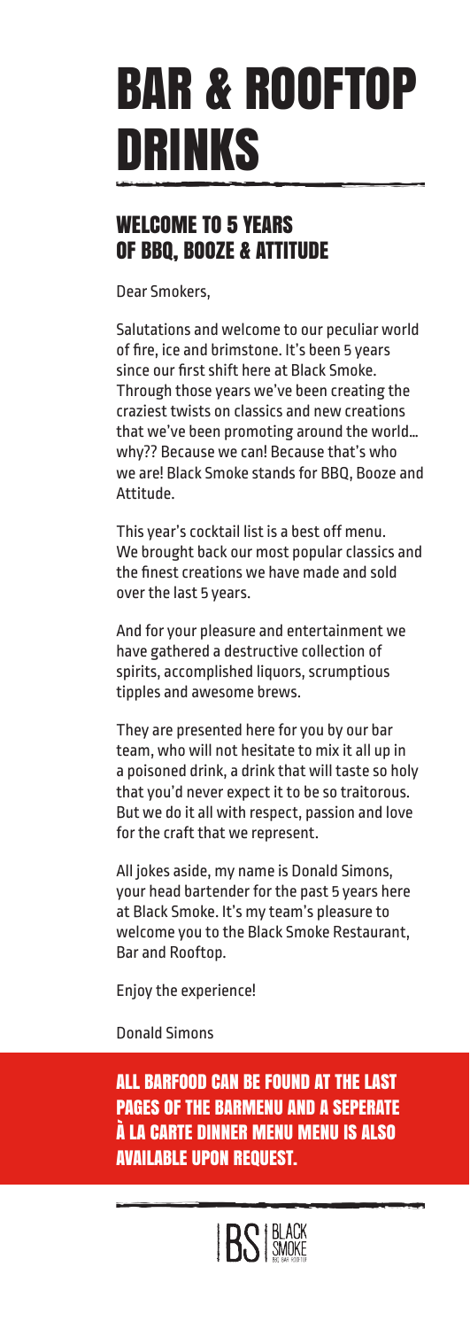# BAR & ROOFTOP DRINKS

## WELCOME TO 5 YEARS OF BBQ, BOOZE & ATTITUDE

Dear Smokers,

Salutations and welcome to our peculiar world of fire, ice and brimstone. It's been 5 years since our first shift here at Black Smoke. Through those years we've been creating the craziest twists on classics and new creations that we've been promoting around the world… why?? Because we can! Because that's who we are! Black Smoke stands for BBQ, Booze and Attitude.

This year's cocktail list is a best off menu. We brought back our most popular classics and the finest creations we have made and sold over the last 5 years.

And for your pleasure and entertainment we have gathered a destructive collection of spirits, accomplished liquors, scrumptious tipples and awesome brews.

They are presented here for you by our bar team, who will not hesitate to mix it all up in a poisoned drink, a drink that will taste so holy that you'd never expect it to be so traitorous. But we do it all with respect, passion and love for the craft that we represent.

All jokes aside, my name is Donald Simons, your head bartender for the past 5 years here at Black Smoke. It's my team's pleasure to welcome you to the Black Smoke Restaurant, Bar and Rooftop.

Enjoy the experience!

Donald Simons

**ALL BARFOOD CAN BE FOUND AT THE LAST PAGES OF THE BARMENU AND A SEPERATE À LA CARTE DINNER MENU MENU IS ALSO AVAILABLE UPON REQUEST.**

BS BLACK SMOKE BBQ, BAR, ROOFTOP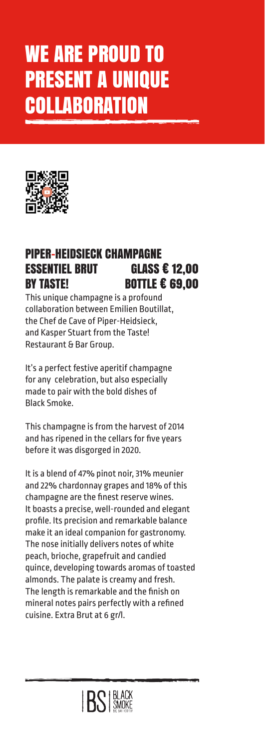# WE ARE PROUD TO PRESENT A UNIQUE COLLABORATION

## PIPER-HEIDSIECK CHAMPAGNE ESSENTIEL BRUT BY TASTE!

**GLASS € 12,00**
**BOTTLE € 69,00**

This unique champagne is a profound collaboration between Emilien Boutillat, the Chef de Cave of Piper-Heidsieck, and Kasper Stuart from the Taste! Restaurant & Bar Group.

It's a perfect festive aperitif champagne for any celebration, but also especially made to pair with the bold dishes of Black Smoke.

This champagne is from the harvest of 2014 and has ripened in the cellars for five years before it was disgorged in 2020.

It is a blend of 47% pinot noir, 31% meunier and 22% chardonnay grapes and 18% of this champagne are the finest reserve wines. It boasts a precise, well-rounded and elegant profile. Its precision and remarkable balance make it an ideal companion for gastronomy. The nose initially delivers notes of white peach, brioche, grapefruit and candied quince, developing towards aromas of toasted almonds. The palate is creamy and fresh. The length is remarkable and the finish on mineral notes pairs perfectly with a refined cuisine. Extra Brut at 6 gr/l.

BS BLACK SMOKE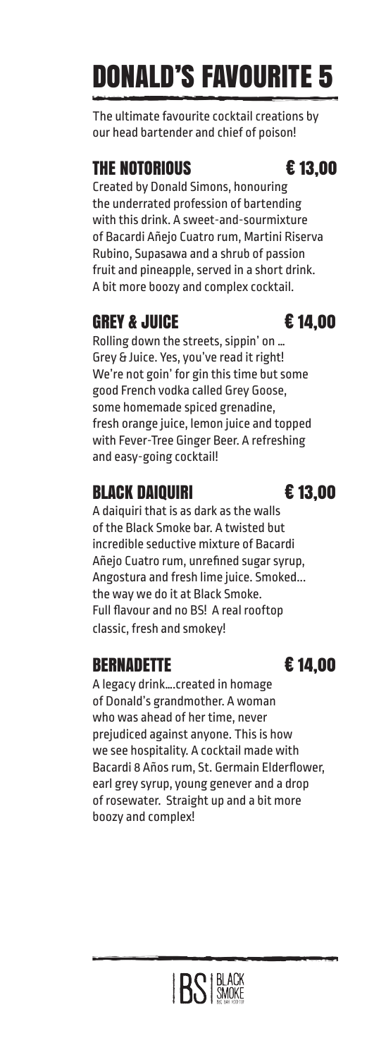# DONALD'S FAVOURITE 5

The ultimate favourite cocktail creations by our head bartender and chief of poison!

## THE NOTORIOUS € 13,00

Created by Donald Simons, honouring the underrated profession of bartending with this drink. A sweet-and-sourmixture of Bacardi Añejo Cuatro rum, Martini Riserva Rubino, Supasawa and a shrub of passion fruit and pineapple, served in a short drink. A bit more boozy and complex cocktail.

## GREY & JUICE € 14,00

Rolling down the streets, sippin' on … Grey & Juice. Yes, you've read it right! We're not goin' for gin this time but some good French vodka called Grey Goose, some homemade spiced grenadine, fresh orange juice, lemon juice and topped with Fever-Tree Ginger Beer. A refreshing and easy-going cocktail!

## BLACK DAIQUIRI € 13,00

A daiquiri that is as dark as the walls of the Black Smoke bar. A twisted but incredible seductive mixture of Bacardi Añejo Cuatro rum, unrefined sugar syrup, Angostura and fresh lime juice. Smoked… the way we do it at Black Smoke. Full flavour and no BS! A real rooftop classic, fresh and smokey!

## BERNADETTE € 14,00

A legacy drink….created in homage of Donald's grandmother. A woman who was ahead of her time, never prejudiced against anyone. This is how we see hospitality. A cocktail made with Bacardi 8 Años rum, St. Germain Elderflower, earl grey syrup, young genever and a drop of rosewater. Straight up and a bit more boozy and complex!

BS | BLACK SMOKE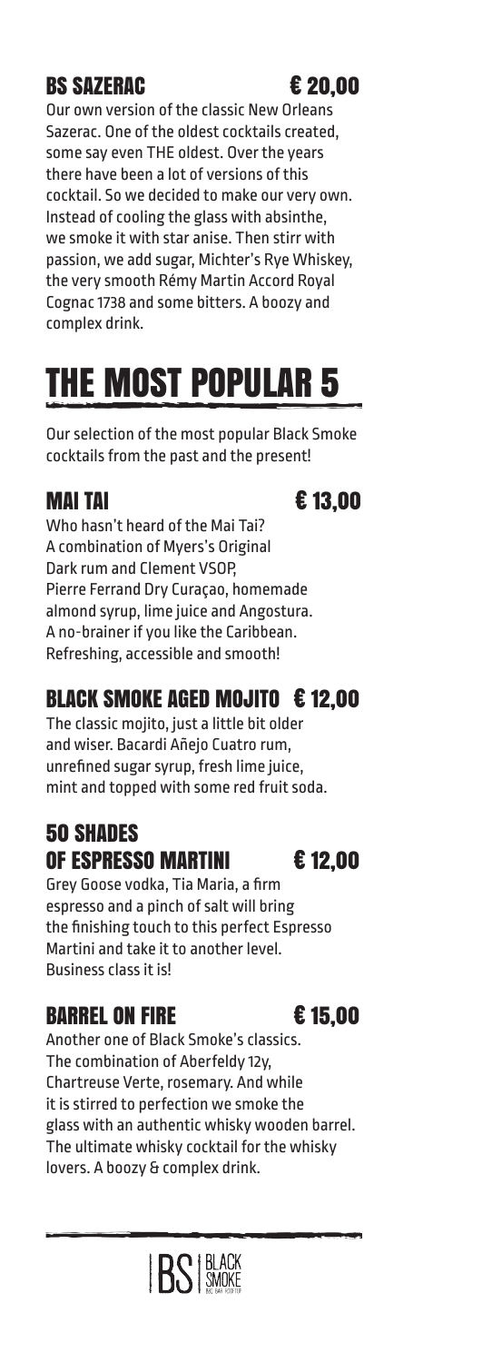### BS SAZERAC € 20,00

Our own version of the classic New Orleans Sazerac. One of the oldest cocktails created, some say even THE oldest. Over the years there have been a lot of versions of this cocktail. So we decided to make our very own. Instead of cooling the glass with absinthe, we smoke it with star anise. Then stir with passion, we add sugar, Michter's Rye Whiskey, the very smooth Rémy Martin Accord Royal Cognac 1738 and some bitters. A boozy and complex drink.

# THE MOST POPULAR 5

Our selection of the most popular Black Smoke cocktails from the past and the present!

### MAI TAI € 13,00

Who hasn't heard of the Mai Tai? A combination of Myers's Original Dark rum and Clement VSOP, Pierre Ferrand Dry Curaçao, homemade almond syrup, lime juice and Angostura. A no-brainer if you like the Caribbean. Refreshing, accessible and smooth!

### BLACK SMOKE AGED MOJITO € 12,00

The classic mojito, just a little bit older and wiser. Bacardi Añejo Cuatro rum, unrefined sugar syrup, fresh lime juice, mint and topped with some red fruit soda.

### 50 SHADES OF ESPRESSO MARTINI € 12,00

Grey Goose vodka, Tia Maria, a firm espresso and a pinch of salt will bring the finishing touch to this perfect Espresso Martini and take it to another level. Business class it is!

### BARREL ON FIRE € 15,00

Another one of Black Smoke's classics. The combination of Aberfeldy 12y, Chartreuse Verte, rosemary. And while it is stirred to perfection we smoke the glass with an authentic whisky wooden barrel. The ultimate whisky cocktail for the whisky lovers. A boozy & complex drink.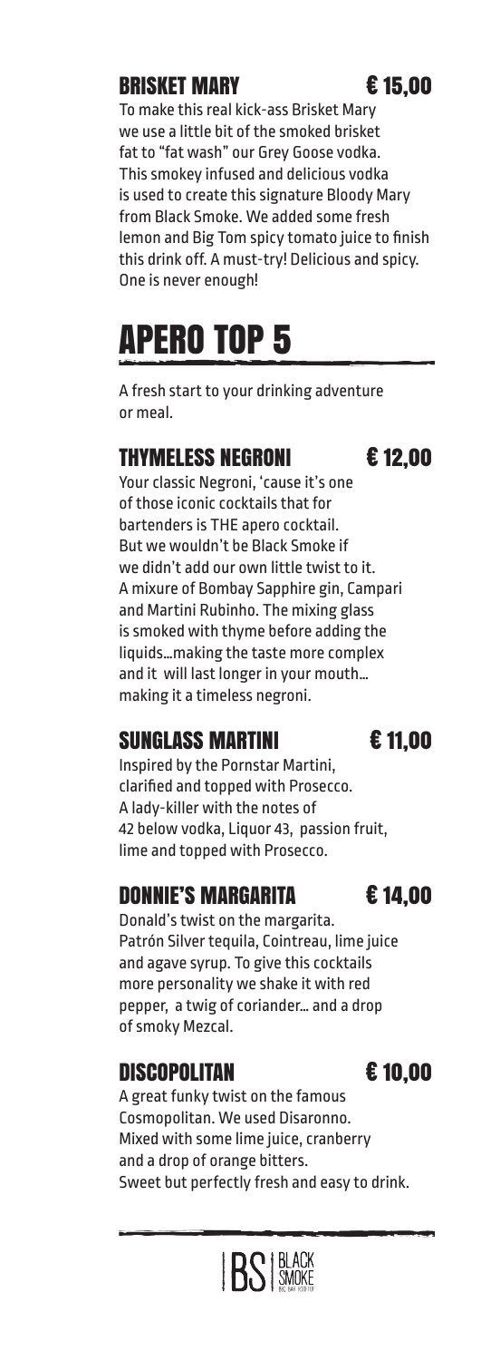### BRISKET MARY € 15,00

To make this real kick-ass Brisket Mary we use a little bit of the smoked brisket fat to "fat wash" our Grey Goose vodka. This smokey infused and delicious vodka is used to create this signature Bloody Mary from Black Smoke. We added some fresh lemon and Big Tom spicy tomato juice to finish this drink off. A must-try! Delicious and spicy. One is never enough!

# APERO TOP 5

A fresh start to your drinking adventure or meal.

### THYMELESS NEGRONI € 12,00

Your classic Negroni, 'cause it's one of those iconic cocktails that for bartenders is THE apero cocktail. But we wouldn't be Black Smoke if we didn't add our own little twist to it. A mixure of Bombay Sapphire gin, Campari and Martini Rubinho. The mixing glass is smoked with thyme before adding the liquids...making the taste more complex and it will last longer in your mouth... making it a timeless negroni.

### SUNGLASS MARTINI € 11,00

Inspired by the Pornstar Martini, clarified and topped with Prosecco. A lady-killer with the notes of 42 below vodka, Liquor 43, passion fruit, lime and topped with Prosecco.

### DONNIE'S MARGARITA € 14,00

Donald's twist on the margarita. Patrón Silver tequila, Cointreau, lime juice and agave syrup. To give this cocktails more personality we shake it with red pepper, a twig of coriander... and a drop of smoky Mezcal.

### DISCOPOLITAN € 10,00

A great funky twist on the famous Cosmopolitan. We used Disaronno. Mixed with some lime juice, cranberry and a drop of orange bitters. Sweet but perfectly fresh and easy to drink.

BS | BLACK SMOKE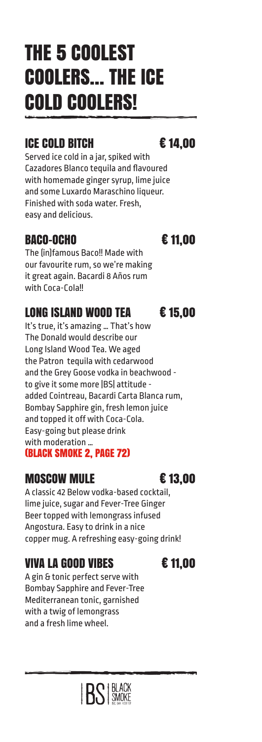# THE 5 COOLEST COOLERS... THE ICE COLD COOLERS!

## ICE COLD BITCH € 14,00

Served ice cold in a jar, spiked with Cazadores Blanco tequila and flavoured with homemade ginger syrup, lime juice and some Luxardo Maraschino liqueur. Finished with soda water. Fresh, easy and delicious.

## BACO-OCHO € 11,00

The (in)famous Baco!! Made with our favourite rum, so we're making it great again. Bacardi 8 Años rum with Coca-Cola!!

## LONG ISLAND WOOD TEA € 15,00

It's true, it's amazing ... That's how The Donald would describe our Long Island Wood Tea. We aged the Patron tequila with cedarwood and the Grey Goose vodka in beachwood - to give it some more |BS| attitude - added Cointreau, Bacardi Carta Blanca rum, Bombay Sapphire gin, fresh lemon juice and topped it off with Coca-Cola. Easy-going but please drink with moderation ...

**(BLACK SMOKE 2, PAGE 72)**

## MOSCOW MULE € 13,00

A classic 42 Below vodka-based cocktail, lime juice, sugar and Fever-Tree Ginger Beer topped with lemongrass infused Angostura. Easy to drink in a nice copper mug. A refreshing easy-going drink!

## VIVA LA GOOD VIBES € 11,00

A gin & tonic perfect serve with Bombay Sapphire and Fever-Tree Mediterranean tonic, garnished with a twig of lemongrass and a fresh lime wheel.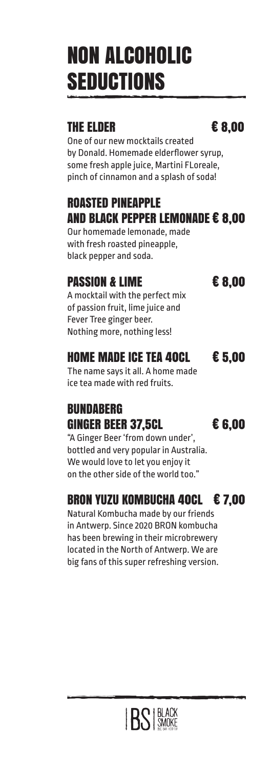# NON ALCOHOLIC SEDUCTIONS

## THE ELDER € 8,00

One of our new mocktails created by Donald. Homemade elderflower syrup, some fresh apple juice, Martini FLoreale, pinch of cinnamon and a splash of soda!

## ROASTED PINEAPPLE AND BLACK PEPPER LEMONADE € 8,00

Our homemade lemonade, made with fresh roasted pineapple, black pepper and soda.

## PASSION & LIME € 8,00

A mocktail with the perfect mix of passion fruit, lime juice and Fever Tree ginger beer. Nothing more, nothing less!

## HOME MADE ICE TEA 40CL € 5,00

The name says it all. A home made ice tea made with red fruits.

## BUNDABERG GINGER BEER 37,5CL € 6,00

"A Ginger Beer 'from down under', bottled and very popular in Australia. We would love to let you enjoy it on the other side of the world too."

## BRON YUZU KOMBUCHA 40CL € 7,00

Natural Kombucha made by our friends in Antwerp. Since 2020 BRON kombucha has been brewing in their microbrewery located in the North of Antwerp. We are big fans of this super refreshing version.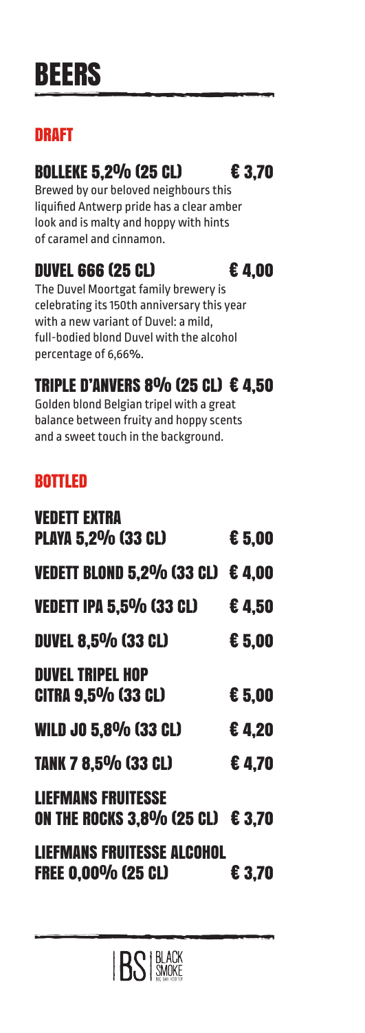# BEERS

## DRAFT

### BOLLEKE 5,2% (25 CL) € 3,70

Brewed by our beloved neighbours this liquified Antwerp pride has a clear amber look and is malty and hoppy with hints of caramel and cinnamon.

### DUVEL 666 (25 CL) € 4,00

The Duvel Moortgat family brewery is celebrating its 150th anniversary this year with a new variant of Duvel: a mild, full-bodied blond Duvel with the alcohol percentage of 6,66%.

### TRIPLE D'ANVERS 8% (25 CL) € 4,50

Golden blond Belgian tripel with a great balance between fruity and hoppy scents and a sweet touch in the background.

## BOTTLED

| | |
|---|---|
| VEDETT EXTRA PLAYA 5,2% (33 CL) | € 5,00 |
| VEDETT BLOND 5,2% (33 CL) | € 4,00 |
| VEDETT IPA 5,5% (33 CL) | € 4,50 |
| DUVEL 8,5% (33 CL) | € 5,00 |
| DUVEL TRIPEL HOP CITRA 9,5% (33 CL) | € 5,00 |
| WILD JO 5,8% (33 CL) | € 4,20 |
| TANK 7 8,5% (33 CL) | € 4,70 |
| LIEFMANS FRUITESSE ON THE ROCKS 3,8% (25 CL) | € 3,70 |
| LIEFMANS FRUITESSE ALCOHOL FREE 0,00% (25 CL) | € 3,70 |

BS BLACK SMOKE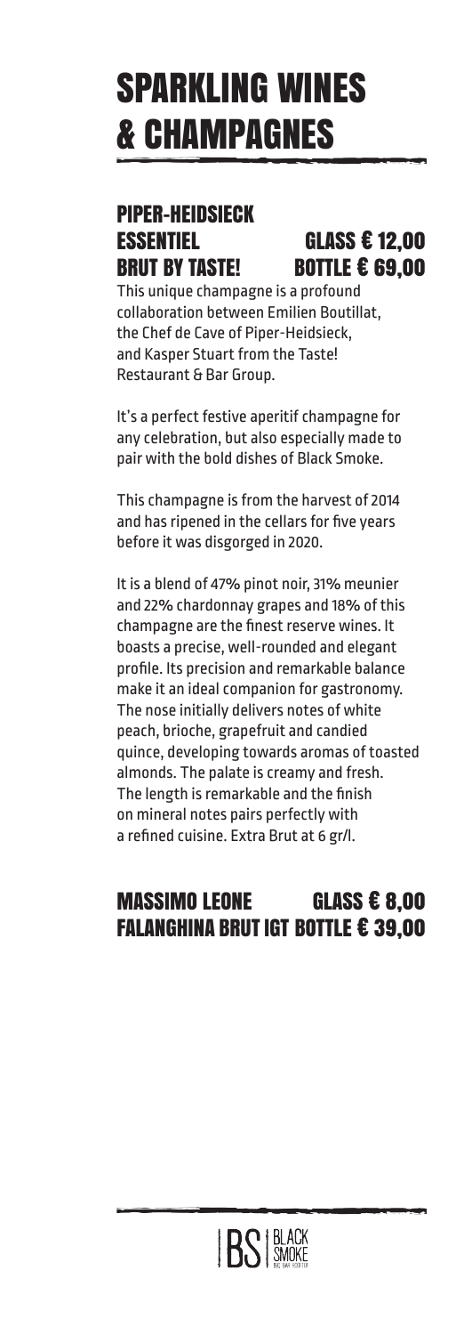# SPARKLING WINES & CHAMPAGNES

## PIPER-HEIDSIECK ESSENTIEL BRUT BY TASTE! GLASS € 12,00 BOTTLE € 69,00

This unique champagne is a profound collaboration between Emilien Boutillat, the Chef de Cave of Piper-Heidsieck, and Kasper Stuart from the Taste! Restaurant & Bar Group.

It's a perfect festive aperitif champagne for any celebration, but also especially made to pair with the bold dishes of Black Smoke.

This champagne is from the harvest of 2014 and has ripened in the cellars for five years before it was disgorged in 2020.

It is a blend of 47% pinot noir, 31% meunier and 22% chardonnay grapes and 18% of this champagne are the finest reserve wines. It boasts a precise, well-rounded and elegant profile. Its precision and remarkable balance make it an ideal companion for gastronomy. The nose initially delivers notes of white peach, brioche, grapefruit and candied quince, developing towards aromas of toasted almonds. The palate is creamy and fresh. The length is remarkable and the finish on mineral notes pairs perfectly with a refined cuisine. Extra Brut at 6 gr/l.

## MASSIMO LEONE FALANGHINA BRUT IGT GLASS € 8,00 BOTTLE € 39,00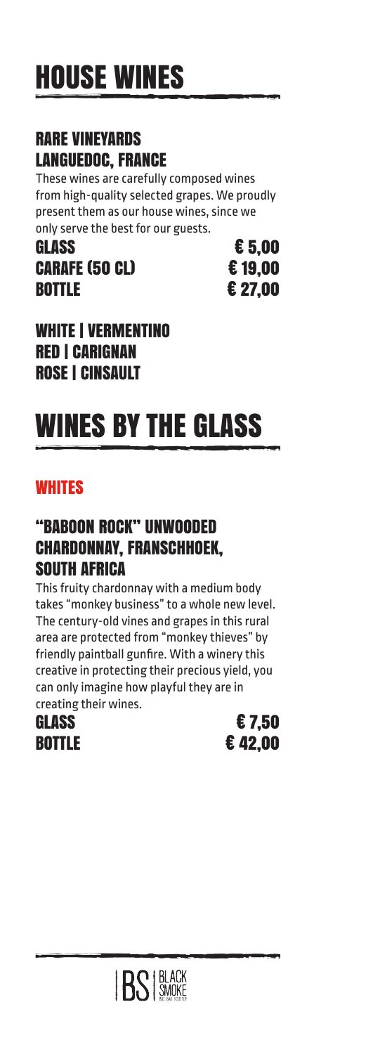# HOUSE WINES

## RARE VINEYARDS LANGUEDOC, FRANCE

These wines are carefully composed wines from high-quality selected grapes. We proudly present them as our house wines, since we only serve the best for our guests.

| | |
|---|---|
| GLASS | € 5,00 |
| CARAFE (50 CL) | € 19,00 |
| BOTTLE | € 27,00 |

**WHITE | VERMENTINO**
**RED | CARIGNAN**
**ROSE | CINSAULT**

# WINES BY THE GLASS

## WHITES

### "BABOON ROCK" UNWOODED CHARDONNAY, FRANSCHHOEK, SOUTH AFRICA

This fruity chardonnay with a medium body takes "monkey business" to a whole new level. The century-old vines and grapes in this rural area are protected from "monkey thieves" by friendly paintball gunfire. With a winery this creative in protecting their precious yield, you can only imagine how playful they are in creating their wines.

| | |
|---|---|
| GLASS | € 7,50 |
| BOTTLE | € 42,00 |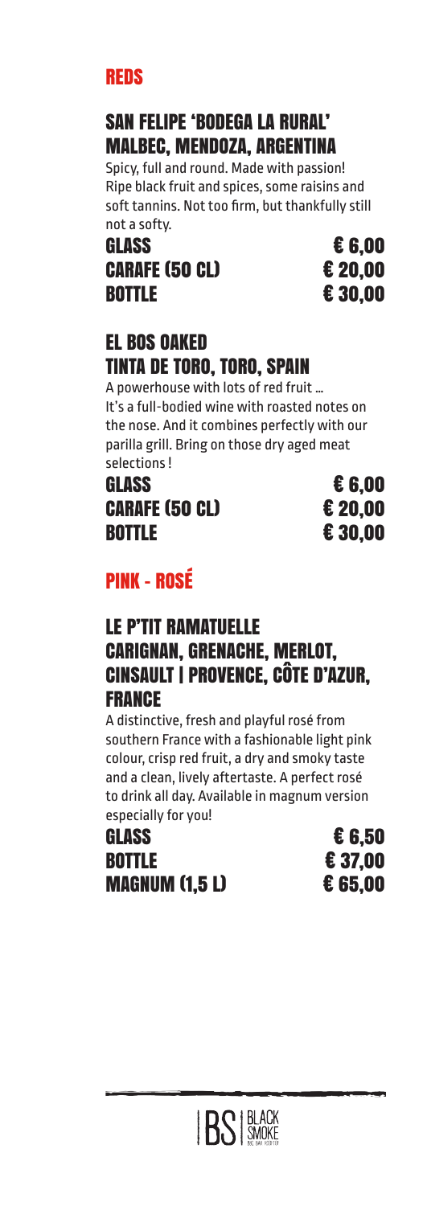# REDS

## SAN FELIPE 'BODEGA LA RURAL' MALBEC, MENDOZA, ARGENTINA

Spicy, full and round. Made with passion! Ripe black fruit and spices, some raisins and soft tannins. Not too firm, but thankfully still not a softy.

| | |
|---|---|
| GLASS | € 6,00 |
| CARAFE (50 CL) | € 20,00 |
| BOTTLE | € 30,00 |

## EL BOS OAKED TINTA DE TORO, TORO, SPAIN

A powerhouse with lots of red fruit … It's a full-bodied wine with roasted notes on the nose. And it combines perfectly with our parilla grill. Bring on those dry aged meat selections !

| | |
|---|---|
| GLASS | € 6,00 |
| CARAFE (50 CL) | € 20,00 |
| BOTTLE | € 30,00 |

# PINK - ROSÉ

## LE P'TIT RAMATUELLE CARIGNAN, GRENACHE, MERLOT, CINSAULT | PROVENCE, CÔTE D'AZUR, FRANCE

A distinctive, fresh and playful rosé from southern France with a fashionable light pink colour, crisp red fruit, a dry and smoky taste and a clean, lively aftertaste. A perfect rosé to drink all day. Available in magnum version especially for you!

| | |
|---|---|
| GLASS | € 6,50 |
| BOTTLE | € 37,00 |
| MAGNUM (1,5 L) | € 65,00 |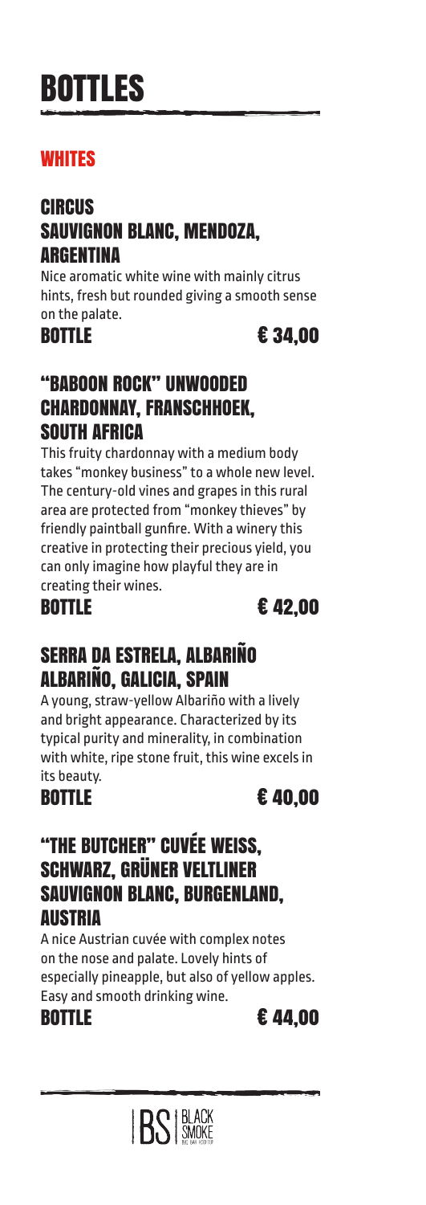# BOTTLES

## WHITES

### CIRCUS
### SAUVIGNON BLANC, MENDOZA, ARGENTINA

Nice aromatic white wine with mainly citrus hints, fresh but rounded giving a smooth sense on the palate.

**BOTTLE** **€ 34,00**

### "BABOON ROCK" UNWOODED CHARDONNAY, FRANSCHHOEK, SOUTH AFRICA

This fruity chardonnay with a medium body takes "monkey business" to a whole new level. The century-old vines and grapes in this rural area are protected from "monkey thieves" by friendly paintball gunfire. With a winery this creative in protecting their precious yield, you can only imagine how playful they are in creating their wines.

**BOTTLE** **€ 42,00**

### SERRA DA ESTRELA, ALBARIÑO
### ALBARIÑO, GALICIA, SPAIN

A young, straw-yellow Albariño with a lively and bright appearance. Characterized by its typical purity and minerality, in combination with white, ripe stone fruit, this wine excels in its beauty.

**BOTTLE** **€ 40,00**

### "THE BUTCHER" CUVÉE WEISS, SCHWARZ, GRÜNER VELTLINER SAUVIGNON BLANC, BURGENLAND, AUSTRIA

A nice Austrian cuvée with complex notes on the nose and palate. Lovely hints of especially pineapple, but also of yellow apples. Easy and smooth drinking wine.

**BOTTLE** **€ 44,00**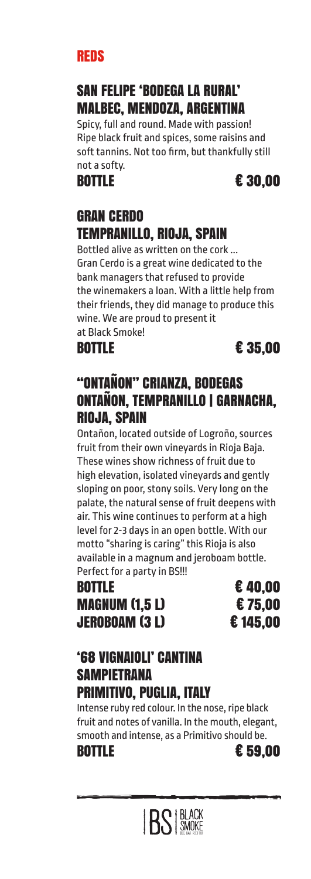# REDS

## SAN FELIPE 'BODEGA LA RURAL' MALBEC, MENDOZA, ARGENTINA

Spicy, full and round. Made with passion! Ripe black fruit and spices, some raisins and soft tannins. Not too firm, but thankfully still not a softy.

**BOTTLE** **€ 30,00**

## GRAN CERDO TEMPRANILLO, RIOJA, SPAIN

Bottled alive as written on the cork ... Gran Cerdo is a great wine dedicated to the bank managers that refused to provide the winemakers a loan. With a little help from their friends, they did manage to produce this wine. We are proud to present it at Black Smoke!

**BOTTLE** **€ 35,00**

## "ONTAÑON" CRIANZA, BODEGAS ONTAÑON, TEMPRANILLO | GARNACHA, RIOJA, SPAIN

Ontañon, located outside of Logroño, sources fruit from their own vineyards in Rioja Baja. These wines show richness of fruit due to high elevation, isolated vineyards and gently sloping on poor, stony soils. Very long on the palate, the natural sense of fruit deepens with air. This wine continues to perform at a high level for 2-3 days in an open bottle. With our motto "sharing is caring" this Rioja is also available in a magnum and jeroboam bottle. Perfect for a party in BS!!!

**BOTTLE** **€ 40,00**
**MAGNUM (1,5 L)** **€ 75,00**
**JEROBOAM (3 L)** **€ 145,00**

## '68 VIGNAIOLI' CANTINA SAMPIETRANA PRIMITIVO, PUGLIA, ITALY

Intense ruby red colour. In the nose, ripe black fruit and notes of vanilla. In the mouth, elegant, smooth and intense, as a Primitivo should be.

**BOTTLE** **€ 59,00**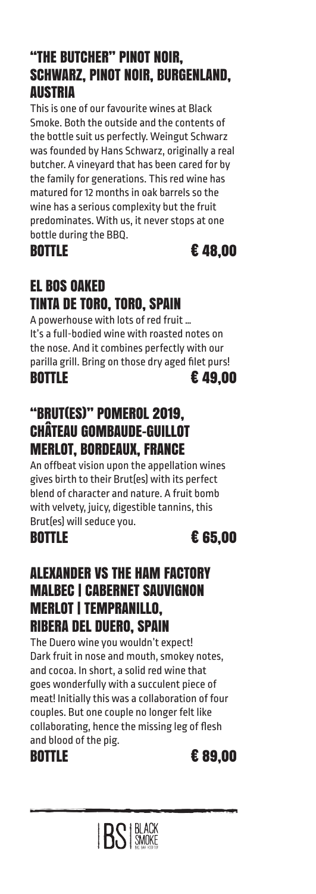## "THE BUTCHER" PINOT NOIR, SCHWARZ, PINOT NOIR, BURGENLAND, AUSTRIA

This is one of our favourite wines at Black Smoke. Both the outside and the contents of the bottle suit us perfectly. Weingut Schwarz was founded by Hans Schwarz, originally a real butcher. A vineyard that has been cared for by the family for generations. This red wine has matured for 12 months in oak barrels so the wine has a serious complexity but the fruit predominates. With us, it never stops at one bottle during the BBQ.

**BOTTLE** **€ 48,00**

## EL BOS OAKED TINTA DE TORO, TORO, SPAIN

A powerhouse with lots of red fruit …
It's a full-bodied wine with roasted notes on the nose. And it combines perfectly with our parilla grill. Bring on those dry aged filet purs!

**BOTTLE** **€ 49,00**

## "BRUT(ES)" POMEROL 2019, CHÂTEAU GOMBAUDE-GUILLOT MERLOT, BORDEAUX, FRANCE

An offbeat vision upon the appellation wines gives birth to their Brut(es) with its perfect blend of character and nature. A fruit bomb with velvety, juicy, digestible tannins, this Brut(es) will seduce you.

**BOTTLE** **€ 65,00**

## ALEXANDER VS THE HAM FACTORY MALBEC | CABERNET SAUVIGNON MERLOT | TEMPRANILLO, RIBERA DEL DUERO, SPAIN

The Duero wine you wouldn't expect!
Dark fruit in nose and mouth, smokey notes, and cocoa. In short, a solid red wine that goes wonderfully with a succulent piece of meat! Initially this was a collaboration of four couples. But one couple no longer felt like collaborating, hence the missing leg of flesh and blood of the pig.

**BOTTLE** **€ 89,00**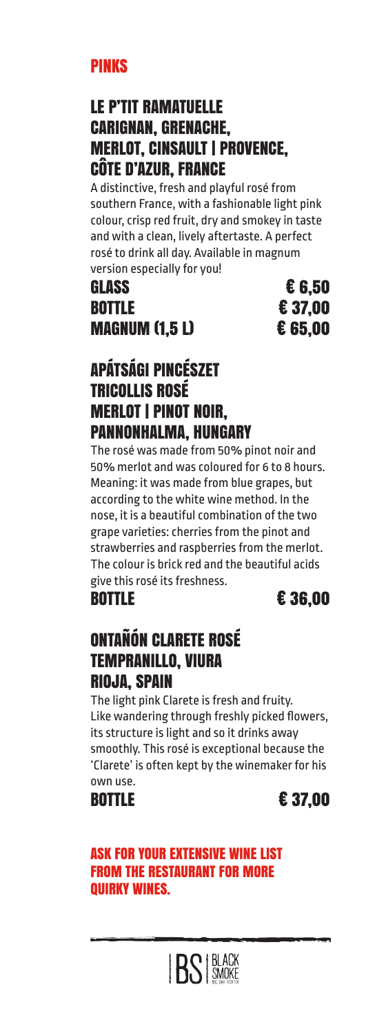# PINKS

## LE P'TIT RAMATUELLE CARIGNAN, GRENACHE, MERLOT, CINSAULT | PROVENCE, CÔTE D'AZUR, FRANCE

A distinctive, fresh and playful rosé from southern France, with a fashionable light pink colour, crisp red fruit, dry and smokey in taste and with a clean, lively aftertaste. A perfect rosé to drink all day. Available in magnum version especially for you!

| | |
|---|---|
| **GLASS** | **€ 6,50** |
| **BOTTLE** | **€ 37,00** |
| **MAGNUM (1,5 L)** | **€ 65,00** |

## APÁTSÁGI PINCÉSZET TRICOLLIS ROSÉ MERLOT | PINOT NOIR, PANNONHALMA, HUNGARY

The rosé was made from 50% pinot noir and 50% merlot and was coloured for 6 to 8 hours. Meaning: it was made from blue grapes, but according to the white wine method. In the nose, it is a beautiful combination of the two grape varieties: cherries from the pinot and strawberries and raspberries from the merlot. The colour is brick red and the beautiful acids give this rosé its freshness.

**BOTTLE** **€ 36,00**

## ONTAÑÓN CLARETE ROSÉ TEMPRANILLO, VIURA RIOJA, SPAIN

The light pink Clarete is fresh and fruity. Like wandering through freshly picked flowers, its structure is light and so it drinks away smoothly. This rosé is exceptional because the 'Clarete' is often kept by the winemaker for his own use.

**BOTTLE** **€ 37,00**

**ASK FOR YOUR EXTENSIVE WINE LIST FROM THE RESTAURANT FOR MORE QUIRKY WINES.**

BS | BLACK SMOKE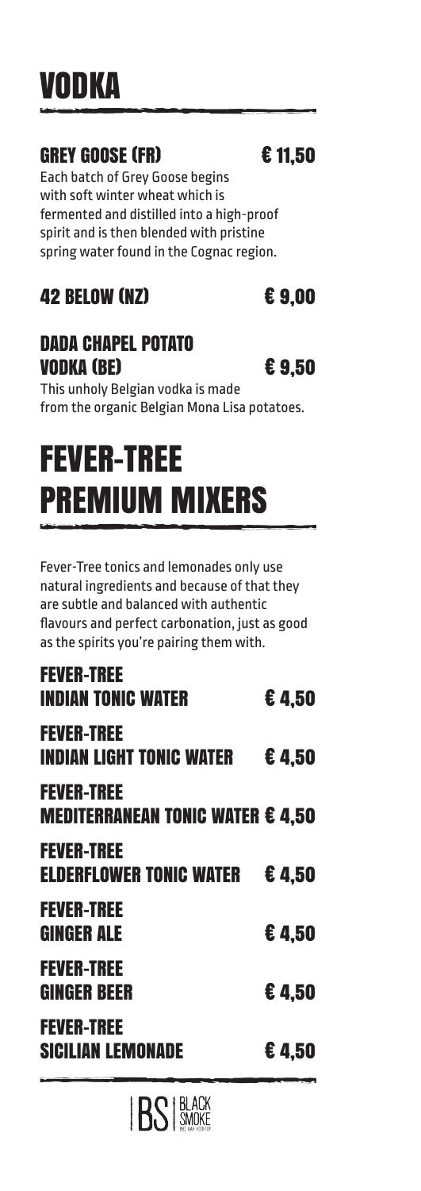# VODKA

### GREY GOOSE (FR) € 11,50

Each batch of Grey Goose begins with soft winter wheat which is fermented and distilled into a high-proof spirit and is then blended with pristine spring water found in the Cognac region.

### 42 BELOW (NZ) € 9,00

### DADA CHAPEL POTATO VODKA (BE) € 9,50

This unholy Belgian vodka is made from the organic Belgian Mona Lisa potatoes.

# FEVER-TREE PREMIUM MIXERS

Fever-Tree tonics and lemonades only use natural ingredients and because of that they are subtle and balanced with authentic flavours and perfect carbonation, just as good as the spirits you're pairing them with.

### FEVER-TREE INDIAN TONIC WATER € 4,50

### FEVER-TREE INDIAN LIGHT TONIC WATER € 4,50

### FEVER-TREE MEDITERRANEAN TONIC WATER € 4,50

### FEVER-TREE ELDERFLOWER TONIC WATER € 4,50

### FEVER-TREE GINGER ALE € 4,50

### FEVER-TREE GINGER BEER € 4,50

### FEVER-TREE SICILIAN LEMONADE € 4,50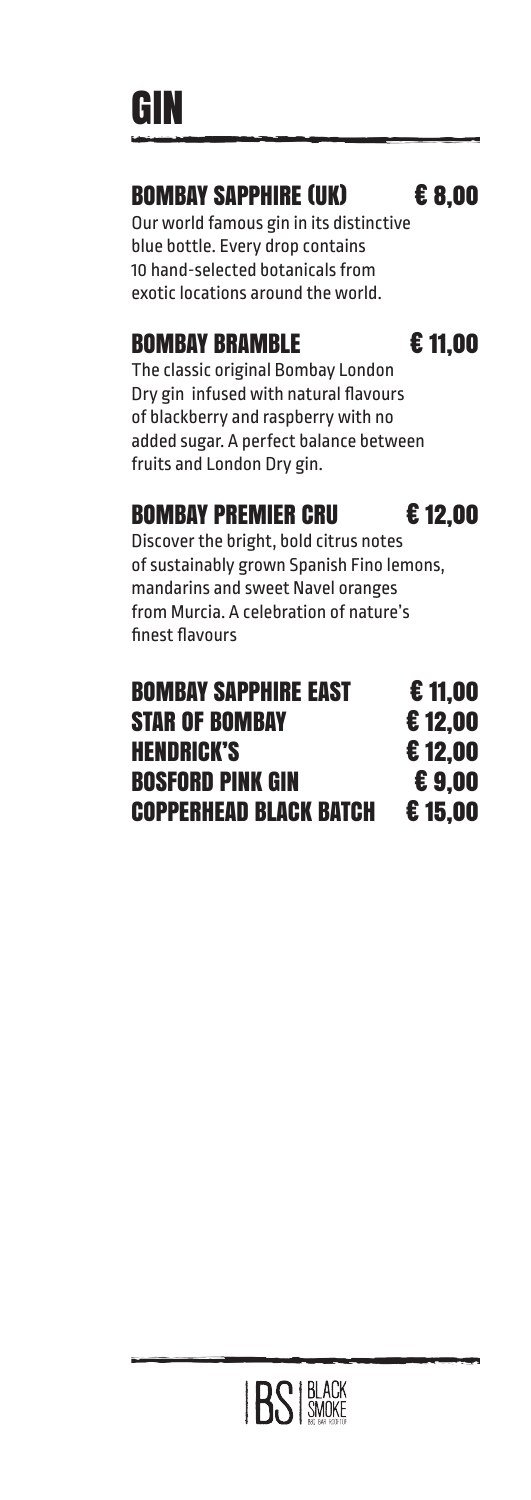# GIN

## BOMBAY SAPPHIRE (UK) € 8,00

Our world famous gin in its distinctive blue bottle. Every drop contains 10 hand-selected botanicals from exotic locations around the world.

## BOMBAY BRAMBLE € 11,00

The classic original Bombay London Dry gin infused with natural flavours of blackberry and raspberry with no added sugar. A perfect balance between fruits and London Dry gin.

## BOMBAY PREMIER CRU € 12,00

Discover the bright, bold citrus notes of sustainably grown Spanish Fino lemons, mandarins and sweet Navel oranges from Murcia. A celebration of nature's finest flavours

**BOMBAY SAPPHIRE EAST** € 11,00
**STAR OF BOMBAY** € 12,00
**HENDRICK'S** € 12,00
**BOSFORD PINK GIN** € 9,00
**COPPERHEAD BLACK BATCH** € 15,00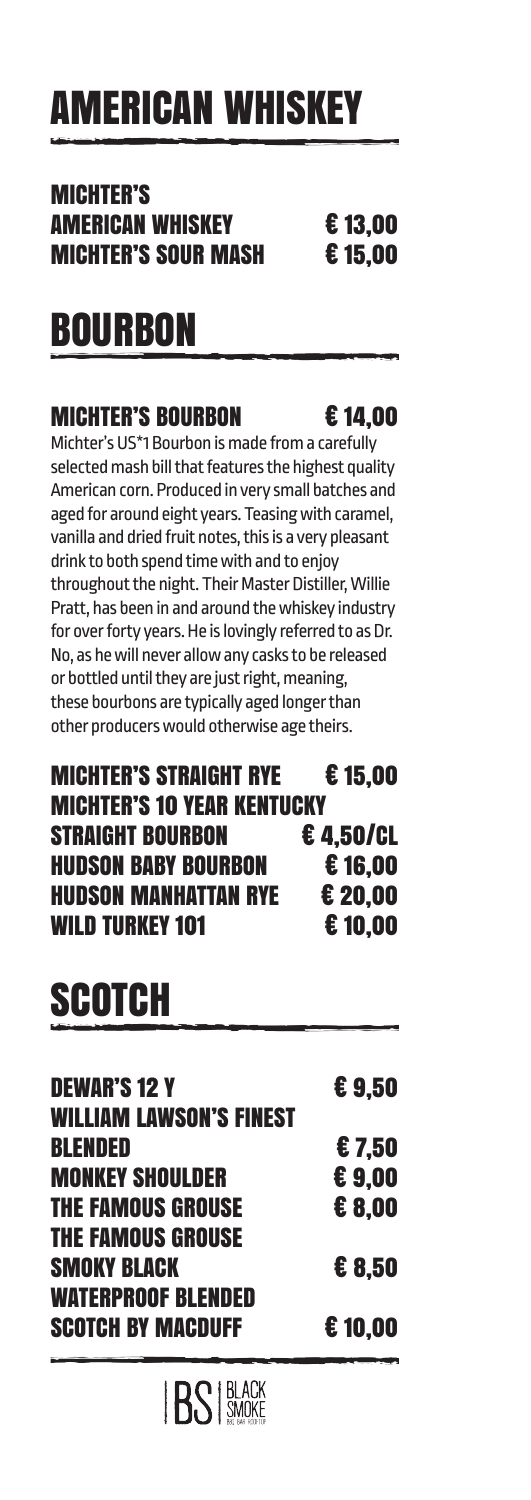# AMERICAN WHISKEY

**MICHTER'S**

| | |
|---|---|
| **AMERICAN WHISKEY** | **€ 13,00** |
| **MICHTER'S SOUR MASH** | **€ 15,00** |

# BOURBON

**MICHTER'S BOURBON** **€ 14,00**

Michter's US*1 Bourbon is made from a carefully selected mash bill that features the highest quality American corn. Produced in very small batches and aged for around eight years. Teasing with caramel, vanilla and dried fruit notes, this is a very pleasant drink to both spend time with and to enjoy throughout the night. Their Master Distiller, Willie Pratt, has been in and around the whiskey industry for over forty years. He is lovingly referred to as Dr. No, as he will never allow any casks to be released or bottled until they are just right, meaning, these bourbons are typically aged longer than other producers would otherwise age theirs.

| | |
|---|---|
| **MICHTER'S STRAIGHT RYE** | **€ 15,00** |
| **MICHTER'S 10 YEAR KENTUCKY STRAIGHT BOURBON** | **€ 4,50/CL** |
| **HUDSON BABY BOURBON** | **€ 16,00** |
| **HUDSON MANHATTAN RYE** | **€ 20,00** |
| **WILD TURKEY 101** | **€ 10,00** |

# SCOTCH

| | |
|---|---|
| **DEWAR'S 12 Y** | **€ 9,50** |
| **WILLIAM LAWSON'S FINEST BLENDED** | **€ 7,50** |
| **MONKEY SHOULDER** | **€ 9,00** |
| **THE FAMOUS GROUSE** | **€ 8,00** |
| **THE FAMOUS GROUSE SMOKY BLACK** | **€ 8,50** |
| **WATERPROOF BLENDED SCOTCH BY MACDUFF** | **€ 10,00** |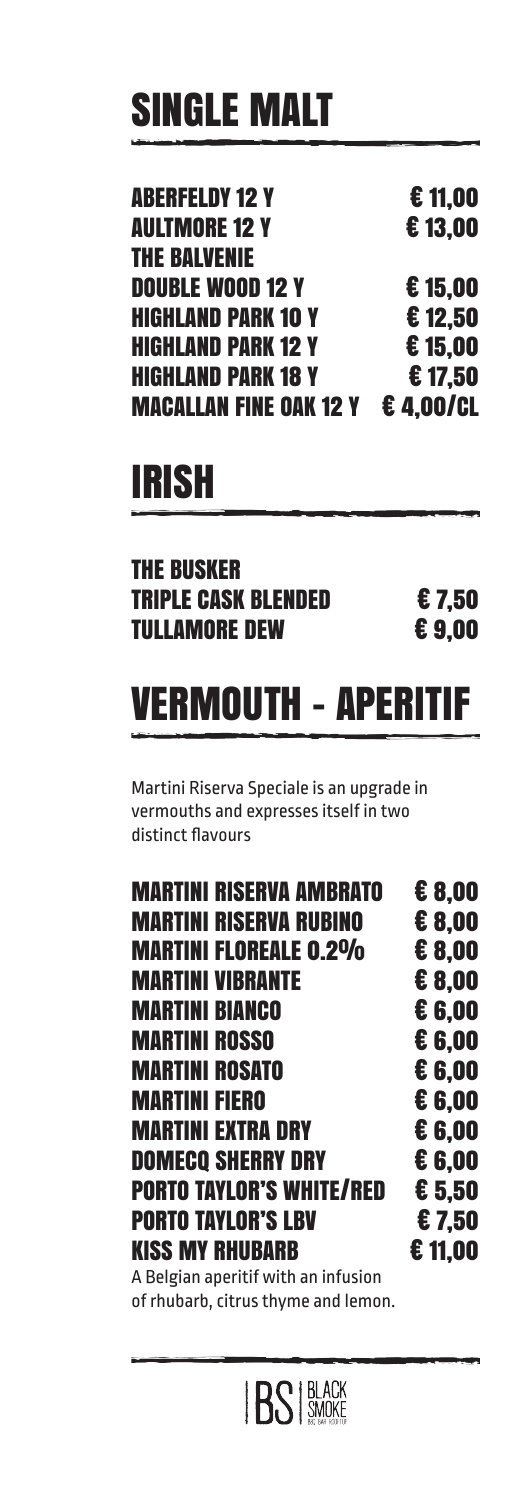# SINGLE MALT

| | |
|---|---|
| ABERFELDY 12 Y | € 11,00 |
| AULTMORE 12 Y | € 13,00 |
| THE BALVENIE DOUBLE WOOD 12 Y | € 15,00 |
| HIGHLAND PARK 10 Y | € 12,50 |
| HIGHLAND PARK 12 Y | € 15,00 |
| HIGHLAND PARK 18 Y | € 17,50 |
| MACALLAN FINE OAK 12 Y | € 4,00/CL |

# IRISH

| | |
|---|---|
| THE BUSKER TRIPLE CASK BLENDED | € 7,50 |
| TULLAMORE DEW | € 9,00 |

# VERMOUTH - APERITIF

Martini Riserva Speciale is an upgrade in vermouths and expresses itself in two distinct flavours

| | |
|---|---|
| MARTINI RISERVA AMBRATO | € 8,00 |
| MARTINI RISERVA RUBINO | € 8,00 |
| MARTINI FLOREALE 0.2% | € 8,00 |
| MARTINI VIBRANTE | € 8,00 |
| MARTINI BIANCO | € 6,00 |
| MARTINI ROSSO | € 6,00 |
| MARTINI ROSATO | € 6,00 |
| MARTINI FIERO | € 6,00 |
| MARTINI EXTRA DRY | € 6,00 |
| DOMECQ SHERRY DRY | € 6,00 |
| PORTO TAYLOR'S WHITE/RED | € 5,50 |
| PORTO TAYLOR'S LBV | € 7,50 |
| KISS MY RHUBARB | € 11,00 |

A Belgian aperitif with an infusion of rhubarb, citrus thyme and lemon.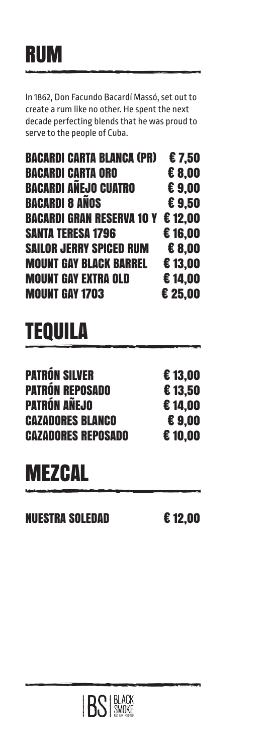# RUM

In 1862, Don Facundo Bacardí Massó, set out to create a rum like no other. He spent the next decade perfecting blends that he was proud to serve to the people of Cuba.

| | |
|---|---|
| **BACARDI CARTA BLANCA (PR)** | **€ 7,50** |
| **BACARDI CARTA ORO** | **€ 8,00** |
| **BACARDI AÑEJO CUATRO** | **€ 9,00** |
| **BACARDI 8 AÑOS** | **€ 9,50** |
| **BACARDI GRAN RESERVA 10 Y** | **€ 12,00** |
| **SANTA TERESA 1796** | **€ 16,00** |
| **SAILOR JERRY SPICED RUM** | **€ 8,00** |
| **MOUNT GAY BLACK BARREL** | **€ 13,00** |
| **MOUNT GAY EXTRA OLD** | **€ 14,00** |
| **MOUNT GAY 1703** | **€ 25,00** |

# TEQUILA

| | |
|---|---|
| **PATRÓN SILVER** | **€ 13,00** |
| **PATRÓN REPOSADO** | **€ 13,50** |
| **PATRÓN AÑEJO** | **€ 14,00** |
| **CAZADORES BLANCO** | **€ 9,00** |
| **CAZADORES REPOSADO** | **€ 10,00** |

# MEZCAL

| | |
|---|---|
| **NUESTRA SOLEDAD** | **€ 12,00** |

BS BLACK SMOKE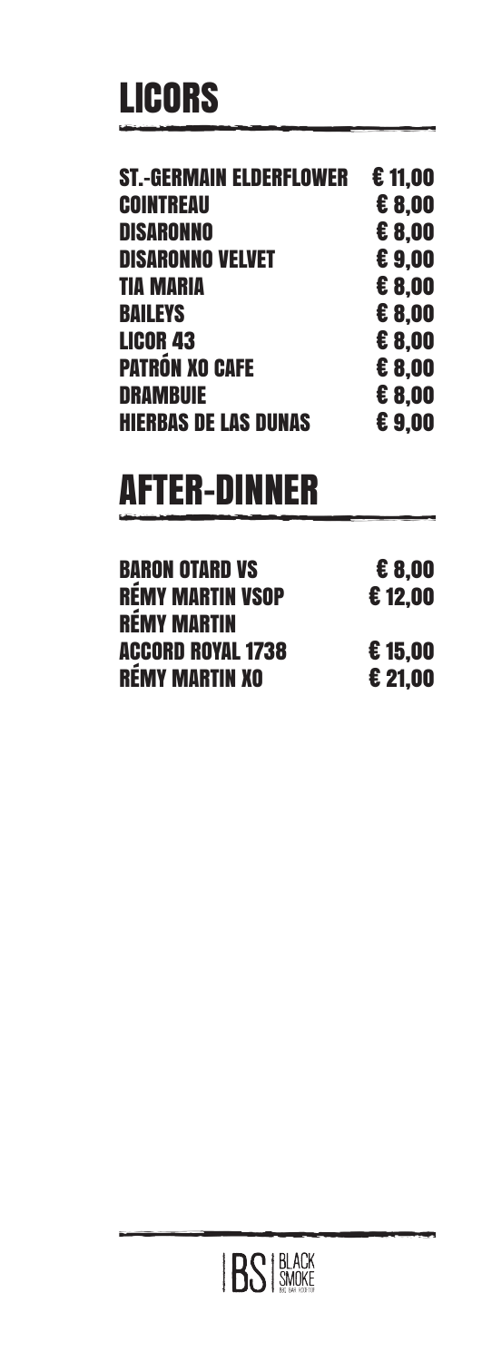# LICORS

| | |
|---|---|
| ST.-GERMAIN ELDERFLOWER | € 11,00 |
| COINTREAU | € 8,00 |
| DISARONNO | € 8,00 |
| DISARONNO VELVET | € 9,00 |
| TIA MARIA | € 8,00 |
| BAILEYS | € 8,00 |
| LICOR 43 | € 8,00 |
| PATRÓN XO CAFE | € 8,00 |
| DRAMBUIE | € 8,00 |
| HIERBAS DE LAS DUNAS | € 9,00 |

# AFTER-DINNER

| | |
|---|---|
| BARON OTARD VS | € 8,00 |
| RÉMY MARTIN VSOP | € 12,00 |
| RÉMY MARTIN ACCORD ROYAL 1738 | € 15,00 |
| RÉMY MARTIN XO | € 21,00 |

BS | BLACK SMOKE BBQ BAR ROOFTOP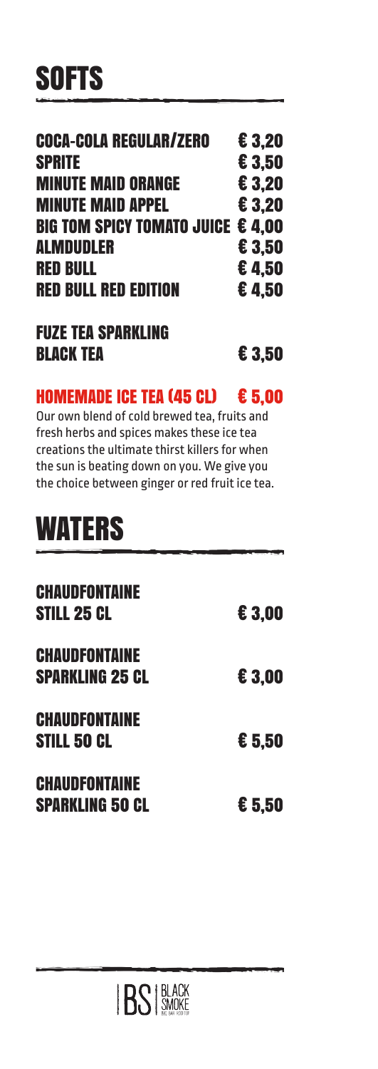# SOFTS

| | |
|---|---|
| **COCA-COLA REGULAR/ZERO** | **€ 3,20** |
| **SPRITE** | **€ 3,50** |
| **MINUTE MAID ORANGE** | **€ 3,20** |
| **MINUTE MAID APPEL** | **€ 3,20** |
| **BIG TOM SPICY TOMATO JUICE** | **€ 4,00** |
| **ALMDUDLER** | **€ 3,50** |
| **RED BULL** | **€ 4,50** |
| **RED BULL RED EDITION** | **€ 4,50** |
| **FUZE TEA SPARKLING BLACK TEA** | **€ 3,50** |

## HOMEMADE ICE TEA (45 CL) € 5,00

Our own blend of cold brewed tea, fruits and fresh herbs and spices makes these ice tea creations the ultimate thirst killers for when the sun is beating down on you. We give you the choice between ginger or red fruit ice tea.

# WATERS

| | |
|---|---|
| **CHAUDFONTAINE STILL 25 CL** | **€ 3,00** |
| **CHAUDFONTAINE SPARKLING 25 CL** | **€ 3,00** |
| **CHAUDFONTAINE STILL 50 CL** | **€ 5,50** |
| **CHAUDFONTAINE SPARKLING 50 CL** | **€ 5,50** |

BS BLACK SMOKE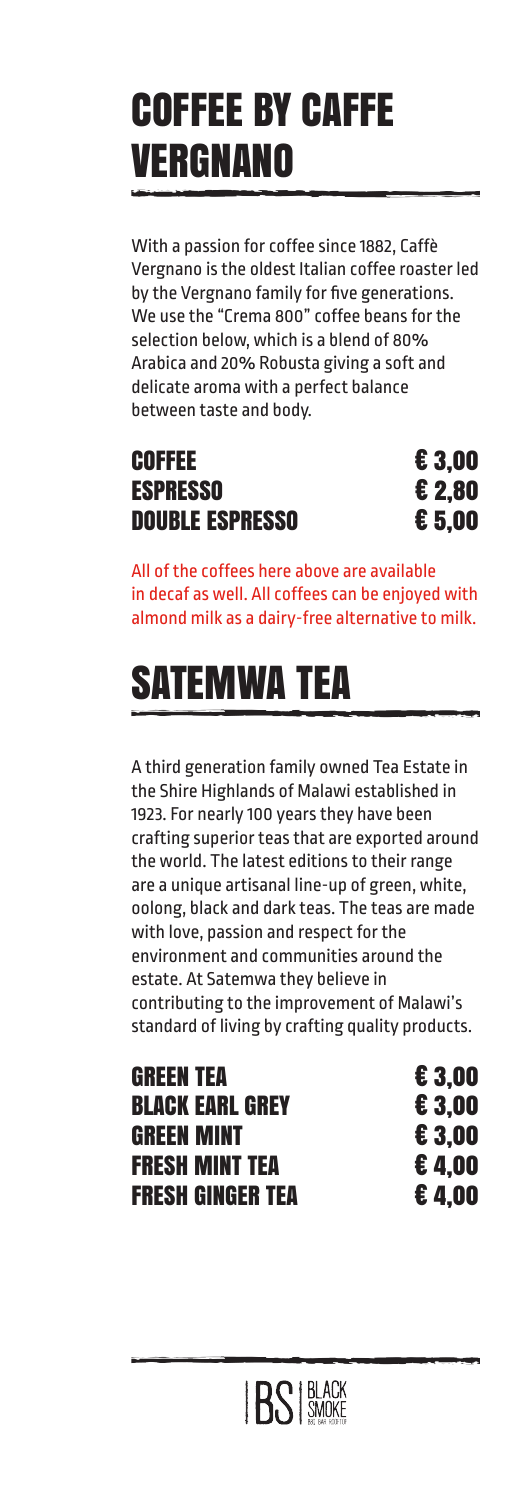# COFFEE BY CAFFE VERGNANO

With a passion for coffee since 1882, Caffè Vergnano is the oldest Italian coffee roaster led by the Vergnano family for five generations. We use the "Crema 800" coffee beans for the selection below, which is a blend of 80% Arabica and 20% Robusta giving a soft and delicate aroma with a perfect balance between taste and body.

| | |
|---|---|
| **COFFEE** | **€ 3,00** |
| **ESPRESSO** | **€ 2,80** |
| **DOUBLE ESPRESSO** | **€ 5,00** |

All of the coffees here above are available in decaf as well. All coffees can be enjoyed with almond milk as a dairy-free alternative to milk.

# SATEMWA TEA

A third generation family owned Tea Estate in the Shire Highlands of Malawi established in 1923. For nearly 100 years they have been crafting superior teas that are exported around the world. The latest editions to their range are a unique artisanal line-up of green, white, oolong, black and dark teas. The teas are made with love, passion and respect for the environment and communities around the estate. At Satemwa they believe in contributing to the improvement of Malawi's standard of living by crafting quality products.

| | |
|---|---|
| **GREEN TEA** | **€ 3,00** |
| **BLACK EARL GREY** | **€ 3,00** |
| **GREEN MINT** | **€ 3,00** |
| **FRESH MINT TEA** | **€ 4,00** |
| **FRESH GINGER TEA** | **€ 4,00** |

BS BLACK SMOKE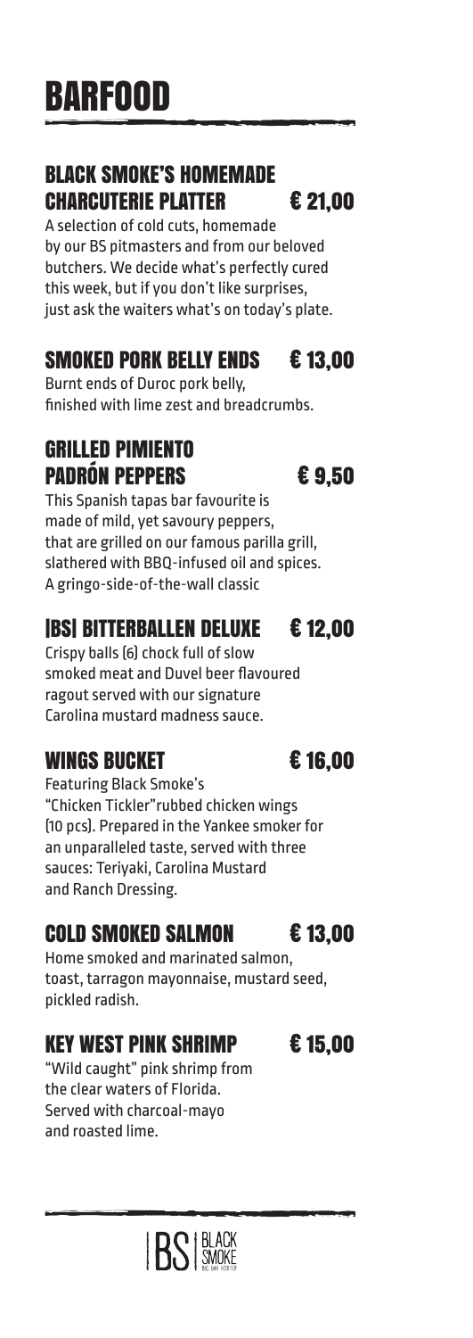# BARFOOD

## BLACK SMOKE'S HOMEMADE CHARCUTERIE PLATTER € 21,00

A selection of cold cuts, homemade by our BS pitmasters and from our beloved butchers. We decide what's perfectly cured this week, but if you don't like surprises, just ask the waiters what's on today's plate.

## SMOKED PORK BELLY ENDS € 13,00

Burnt ends of Duroc pork belly, finished with lime zest and breadcrumbs.

## GRILLED PIMIENTO PADRÓN PEPPERS € 9,50

This Spanish tapas bar favourite is made of mild, yet savoury peppers, that are grilled on our famous parilla grill, slathered with BBQ-infused oil and spices. A gringo-side-of-the-wall classic

## |BS| BITTERBALLEN DELUXE € 12,00

Crispy balls (6) chock full of slow smoked meat and Duvel beer flavoured ragout served with our signature Carolina mustard madness sauce.

## WINGS BUCKET € 16,00

Featuring Black Smoke's "Chicken Tickler"rubbed chicken wings (10 pcs). Prepared in the Yankee smoker for an unparalleled taste, served with three sauces: Teriyaki, Carolina Mustard and Ranch Dressing.

## COLD SMOKED SALMON € 13,00

Home smoked and marinated salmon, toast, tarragon mayonnaise, mustard seed, pickled radish.

## KEY WEST PINK SHRIMP € 15,00

"Wild caught" pink shrimp from the clear waters of Florida. Served with charcoal-mayo and roasted lime.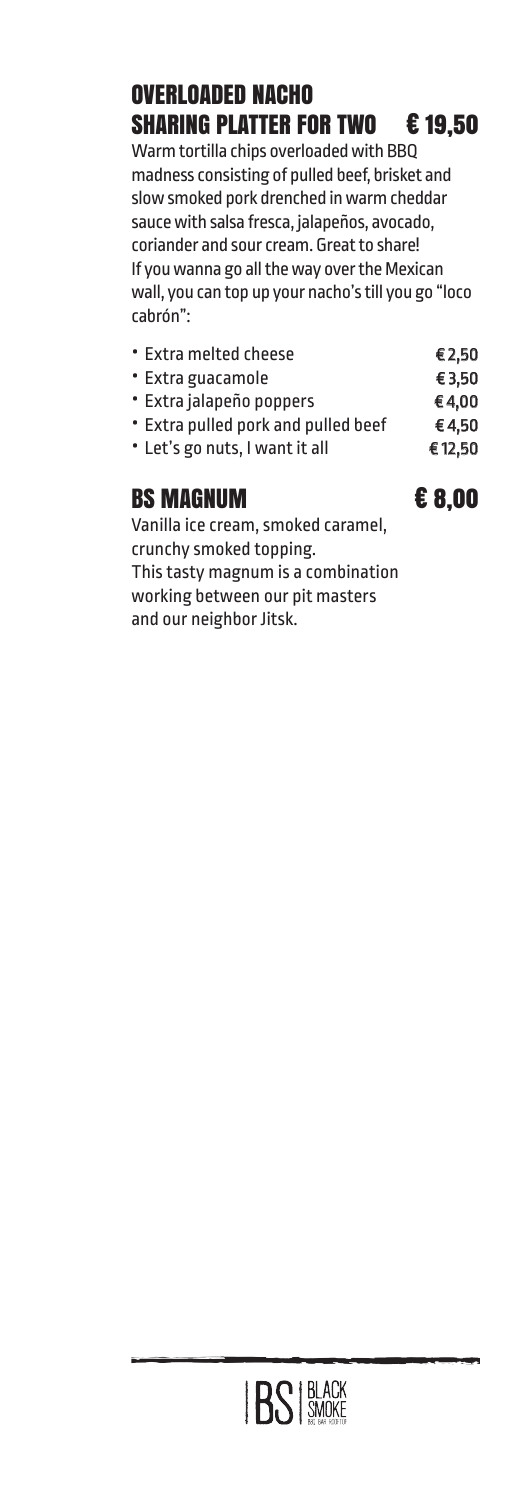## OVERLOADED NACHO SHARING PLATTER FOR TWO € 19,50

Warm tortilla chips overloaded with BBQ madness consisting of pulled beef, brisket and slow smoked pork drenched in warm cheddar sauce with salsa fresca, jalapeños, avocado, coriander and sour cream. Great to share! If you wanna go all the way over the Mexican wall, you can top up your nacho's till you go "loco cabrón":

| | |
|---|---|
| • Extra melted cheese | € 2,50 |
| • Extra guacamole | € 3,50 |
| • Extra jalapeño poppers | € 4,00 |
| • Extra pulled pork and pulled beef | € 4,50 |
| • Let's go nuts, I want it all | € 12,50 |

## BS MAGNUM € 8,00

Vanilla ice cream, smoked caramel, crunchy smoked topping.
This tasty magnum is a combination working between our pit masters and our neighbor Jitsk.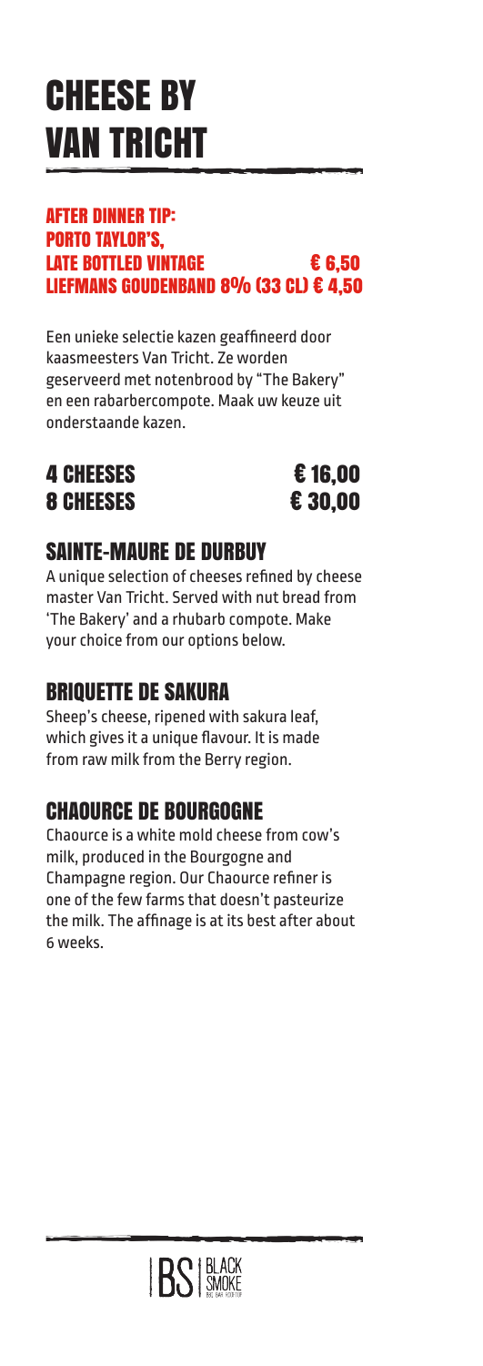# CHEESE BY VAN TRICHT

**AFTER DINNER TIP:**
**PORTO TAYLOR'S, LATE BOTTLED VINTAGE € 6,50**
**LIEFMANS GOUDENBAND 8% (33 CL) € 4,50**

Een unieke selectie kazen geaffineerd door kaasmeesters Van Tricht. Ze worden geserveerd met notenbrood by "The Bakery" en een rabarbercompote. Maak uw keuze uit onderstaande kazen.

| | |
|---|---|
| **4 CHEESES** | **€ 16,00** |
| **8 CHEESES** | **€ 30,00** |

## SAINTE-MAURE DE DURBUY

A unique selection of cheeses refined by cheese master Van Tricht. Served with nut bread from 'The Bakery' and a rhubarb compote. Make your choice from our options below.

## BRIQUETTE DE SAKURA

Sheep's cheese, ripened with sakura leaf, which gives it a unique flavour. It is made from raw milk from the Berry region.

## CHAOURCE DE BOURGOGNE

Chaource is a white mold cheese from cow's milk, produced in the Bourgogne and Champagne region. Our Chaource refiner is one of the few farms that doesn't pasteurize the milk. The affinage is at its best after about 6 weeks.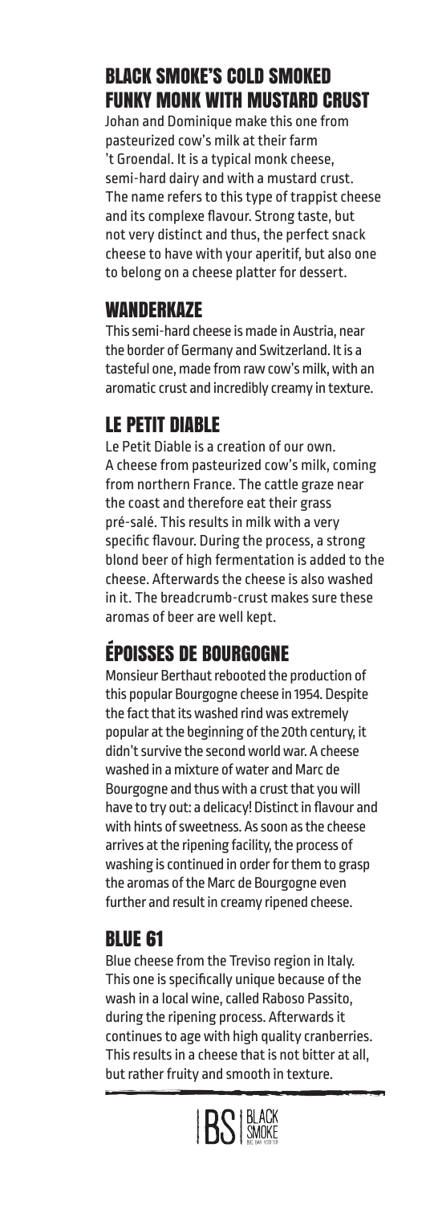## BLACK SMOKE'S COLD SMOKED FUNKY MONK WITH MUSTARD CRUST

Johan and Dominique make this one from pasteurized cow's milk at their farm 't Groendal. It is a typical monk cheese, semi-hard dairy and with a mustard crust. The name refers to this type of trappist cheese and its complexe flavour. Strong taste, but not very distinct and thus, the perfect snack cheese to have with your aperitif, but also one to belong on a cheese platter for dessert.

## WANDERKAZE

This semi-hard cheese is made in Austria, near the border of Germany and Switzerland. It is a tasteful one, made from raw cow's milk, with an aromatic crust and incredibly creamy in texture.

## LE PETIT DIABLE

Le Petit Diable is a creation of our own. A cheese from pasteurized cow's milk, coming from northern France. The cattle graze near the coast and therefore eat their grass pré-salé. This results in milk with a very specific flavour. During the process, a strong blond beer of high fermentation is added to the cheese. Afterwards the cheese is also washed in it. The breadcrumb-crust makes sure these aromas of beer are well kept.

## ÉPOISSES DE BOURGOGNE

Monsieur Berthaut rebooted the production of this popular Bourgogne cheese in 1954. Despite the fact that its washed rind was extremely popular at the beginning of the 20th century, it didn't survive the second world war. A cheese washed in a mixture of water and Marc de Bourgogne and thus with a crust that you will have to try out: a delicacy! Distinct in flavour and with hints of sweetness. As soon as the cheese arrives at the ripening facility, the process of washing is continued in order for them to grasp the aromas of the Marc de Bourgogne even further and result in creamy ripened cheese.

## BLUE 61

Blue cheese from the Treviso region in Italy. This one is specifically unique because of the wash in a local wine, called Raboso Passito, during the ripening process. Afterwards it continues to age with high quality cranberries. This results in a cheese that is not bitter at all, but rather fruity and smooth in texture.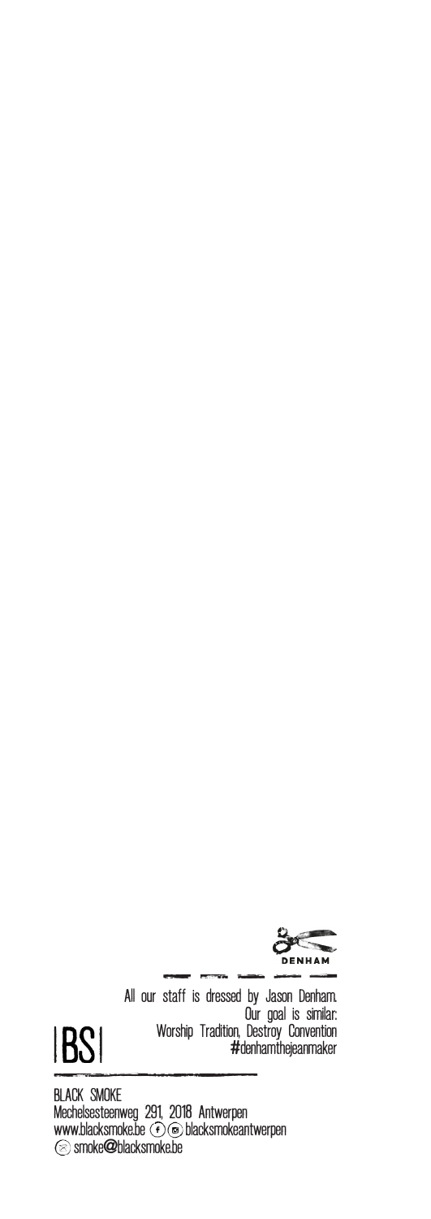DENHAM

All our staff is dressed by Jason Denham.
Our goal is similar:
Worship Tradition, Destroy Convention
#denhamthejeanmaker

|BS|

BLACK SMOKE
Mechelsesteenweg 291, 2018 Antwerpen
www.blacksmoke.be blacksmokeantwerpen
smoke@blacksmoke.be